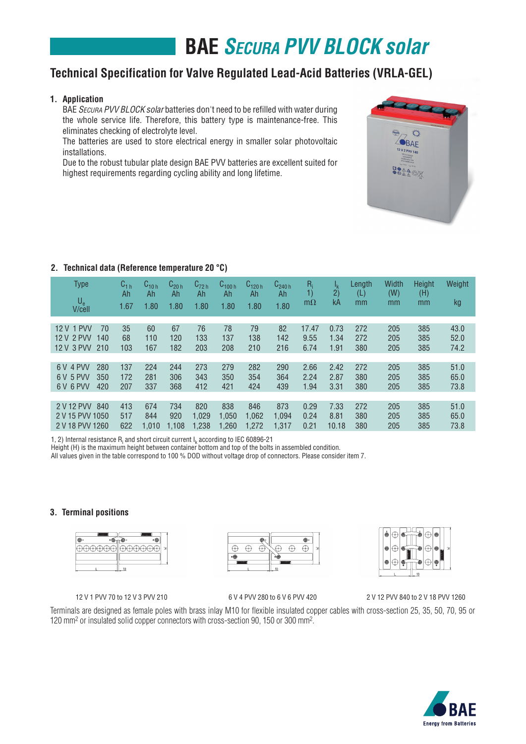# BAE *Secura PVV BLOCK solar*

## Technical Specification for Valve Regulated Lead-Acid Batteries (VRLA-GEL)

### 1. Application

BAE *Secura PVV BLOCK solar* batteries don't need to be refilled with water during the whole service life. Therefore, this battery type is maintenance-free. This eliminates checking of electrolyte level.

The batteries are used to store electrical energy in smaller solar photovoltaic installations.

Due to the robust tubular plate design BAE PVV batteries are excellent suited for highest requirements regarding cycling ability and long lifetime.

### 2. Technical data (Reference temperature 20 °C)

| Type | $C_{1\,h}$ Ah | $C_{10\,h}$ Ah | $C_{20\,h}$ Ah | $C_{72\,h}$ Ah | $C_{100\,h}$ Ah | $C_{120\,h}$ Ah | $C_{240\,h}$ Ah | $R_i$ 1) mΩ | $I_k$ 2) kA | Length (L) mm | Width (W) mm | Height (H) mm | Weight kg |
|---|---|---|---|---|---|---|---|---|---|---|---|---|---|
| $U_e$ V/cell | 1.67 | 1.80 | 1.80 | 1.80 | 1.80 | 1.80 | 1.80 | | | | | | |
| 12 V 1 PVV 70 | 35 | 60 | 67 | 76 | 78 | 79 | 82 | 17.47 | 0.73 | 272 | 205 | 385 | 43.0 |
| 12 V 2 PVV 140 | 68 | 110 | 120 | 133 | 137 | 138 | 142 | 9.55 | 1.34 | 272 | 205 | 385 | 52.0 |
| 12 V 3 PVV 210 | 103 | 167 | 182 | 203 | 208 | 210 | 216 | 6.74 | 1.91 | 380 | 205 | 385 | 74.2 |
| 6 V 4 PVV 280 | 137 | 224 | 244 | 273 | 279 | 282 | 290 | 2.66 | 2.42 | 272 | 205 | 385 | 51.0 |
| 6 V 5 PVV 350 | 172 | 281 | 306 | 343 | 350 | 354 | 364 | 2.24 | 2.87 | 380 | 205 | 385 | 65.0 |
| 6 V 6 PVV 420 | 207 | 337 | 368 | 412 | 421 | 424 | 439 | 1.94 | 3.31 | 380 | 205 | 385 | 73.8 |
| 2 V 12 PVV 840 | 413 | 674 | 734 | 820 | 838 | 846 | 873 | 0.29 | 7.33 | 272 | 205 | 385 | 51.0 |
| 2 V 15 PVV 1050 | 517 | 844 | 920 | 1,029 | 1,050 | 1,062 | 1,094 | 0.24 | 8.81 | 380 | 205 | 385 | 65.0 |
| 2 V 18 PVV 1260 | 622 | 1,010 | 1,108 | 1,238 | 1,260 | 1,272 | 1,317 | 0.21 | 10.18 | 380 | 205 | 385 | 73.8 |

1, 2) Internal resistance $R_i$ and short circuit current $I_k$ according to IEC 60896-21
Height (H) is the maximum height between container bottom and top of the bolts in assembled condition.
All values given in the table correspond to 100 % DOD without voltage drop of connectors. Please consider item 7.

### 3. Terminal positions

12 V 1 PVV 70 to 12 V 3 PVV 210

6 V 4 PVV 280 to 6 V 6 PVV 420

2 V 12 PVV 840 to 2 V 18 PVV 1260

Terminals are designed as female poles with brass inlay M10 for flexible insulated copper cables with cross-section 25, 35, 50, 70, 95 or 120 mm² or insulated solid copper connectors with cross-section 90, 150 or 300 mm².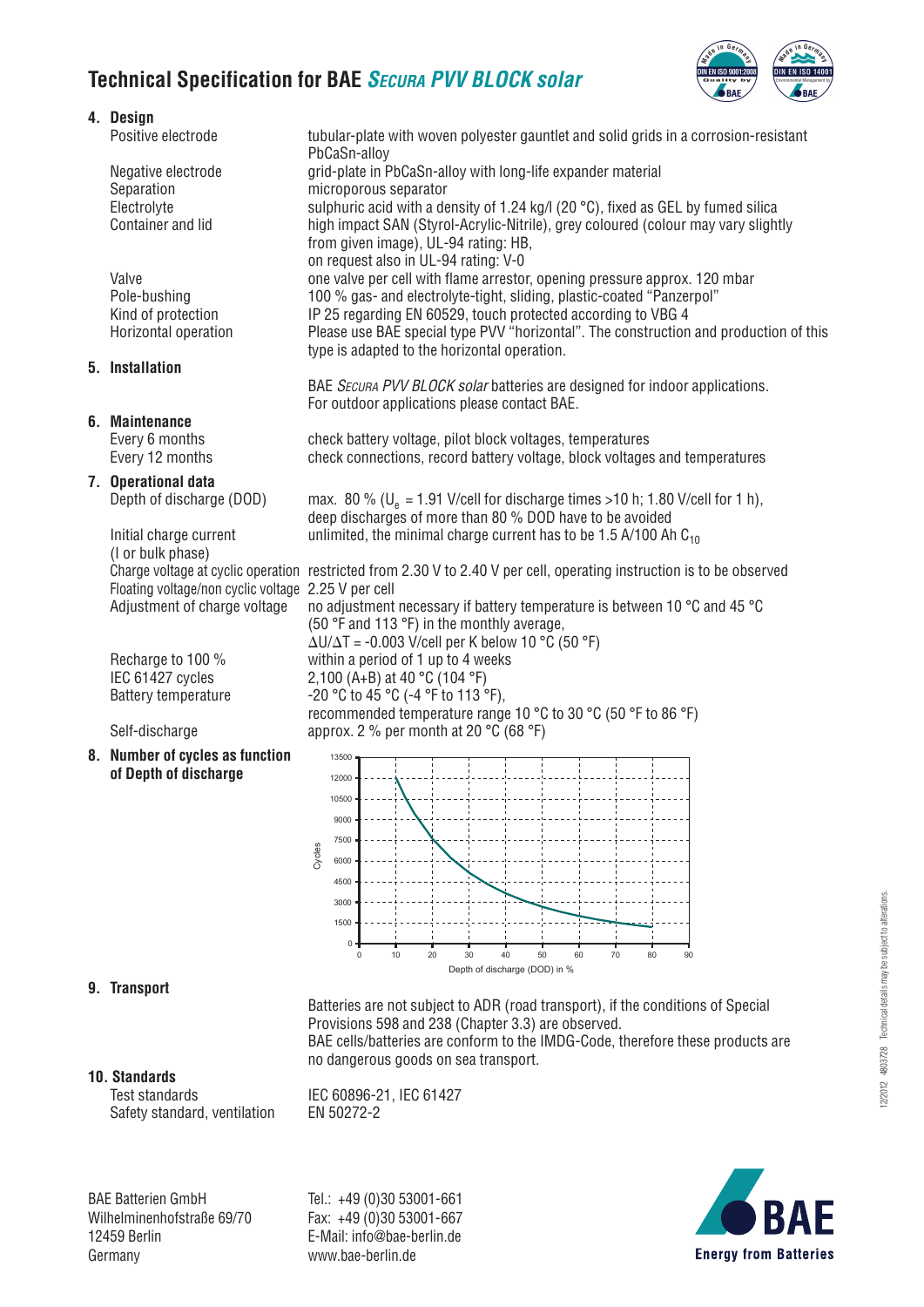# Technical Specification for BAE *Secura PVV BLOCK solar*

## 4. Design

| | |
|---|---|
| Positive electrode | tubular-plate with woven polyester gauntlet and solid grids in a corrosion-resistant PbCaSn-alloy |
| Negative electrode | grid-plate in PbCaSn-alloy with long-life expander material |
| Separation | microporous separator |
| Electrolyte | sulphuric acid with a density of 1.24 kg/l (20 °C), fixed as GEL by fumed silica |
| Container and lid | high impact SAN (Styrol-Acrylic-Nitrile), grey coloured (colour may vary slightly from given image), UL-94 rating: HB, on request also in UL-94 rating: V-0 |
| Valve | one valve per cell with flame arrestor, opening pressure approx. 120 mbar |
| Pole-bushing | 100 % gas- and electrolyte-tight, sliding, plastic-coated "Panzerpol" |
| Kind of protection | IP 25 regarding EN 60529, touch protected according to VBG 4 |
| Horizontal operation | Please use BAE special type PVV "horizontal". The construction and production of this type is adapted to the horizontal operation. |

## 5. Installation

BAE *Secura PVV BLOCK solar* batteries are designed for indoor applications. For outdoor applications please contact BAE.

## 6. Maintenance

| | |
|---|---|
| Every 6 months | check battery voltage, pilot block voltages, temperatures |
| Every 12 months | check connections, record battery voltage, block voltages and temperatures |

## 7. Operational data

| | |
|---|---|
| Depth of discharge (DOD) | max. 80 % ($U_e$ = 1.91 V/cell for discharge times >10 h; 1.80 V/cell for 1 h), deep discharges of more than 80 % DOD have to be avoided |
| Initial charge current (I or bulk phase) | unlimited, the minimal charge current has to be 1.5 A/100 Ah $C_{10}$ |
| Charge voltage at cyclic operation | restricted from 2.30 V to 2.40 V per cell, operating instruction is to be observed |
| Floating voltage/non cyclic voltage | 2.25 V per cell |
| Adjustment of charge voltage | no adjustment necessary if battery temperature is between 10 °C and 45 °C (50 °F and 113 °F) in the monthly average, $\Delta U/\Delta T$ = -0.003 V/cell per K below 10 °C (50 °F) |
| Recharge to 100 % | within a period of 1 up to 4 weeks |
| IEC 61427 cycles | 2,100 (A+B) at 40 °C (104 °F) |
| Battery temperature | -20 °C to 45 °C (-4 °F to 113 °F), recommended temperature range 10 °C to 30 °C (50 °F to 86 °F) |
| Self-discharge | approx. 2 % per month at 20 °C (68 °F) |

## 8. Number of cycles as function of Depth of discharge

Cycles

13500
12000
10500
9000
7500
6000
4500
3000
1500
0

0 10 20 30 40 50 60 70 80 90

Depth of discharge (DOD) in %

## 9. Transport

Batteries are not subject to ADR (road transport), if the conditions of Special Provisions 598 and 238 (Chapter 3.3) are observed.
BAE cells/batteries are conform to the IMDG-Code, therefore these products are no dangerous goods on sea transport.

## 10. Standards

| | |
|---|---|
| Test standards | IEC 60896-21, IEC 61427 |
| Safety standard, ventilation | EN 50272-2 |

BAE Batterien GmbH
Wilhelminenhofstraße 69/70
12459 Berlin
Germany

Tel.: +49 (0)30 53001-661
Fax: +49 (0)30 53001-667
E-Mail: info@bae-berlin.de
www.bae-berlin.de

BAE Energy from Batteries

12/2012 4803728 Technical details may be subject to alterations.